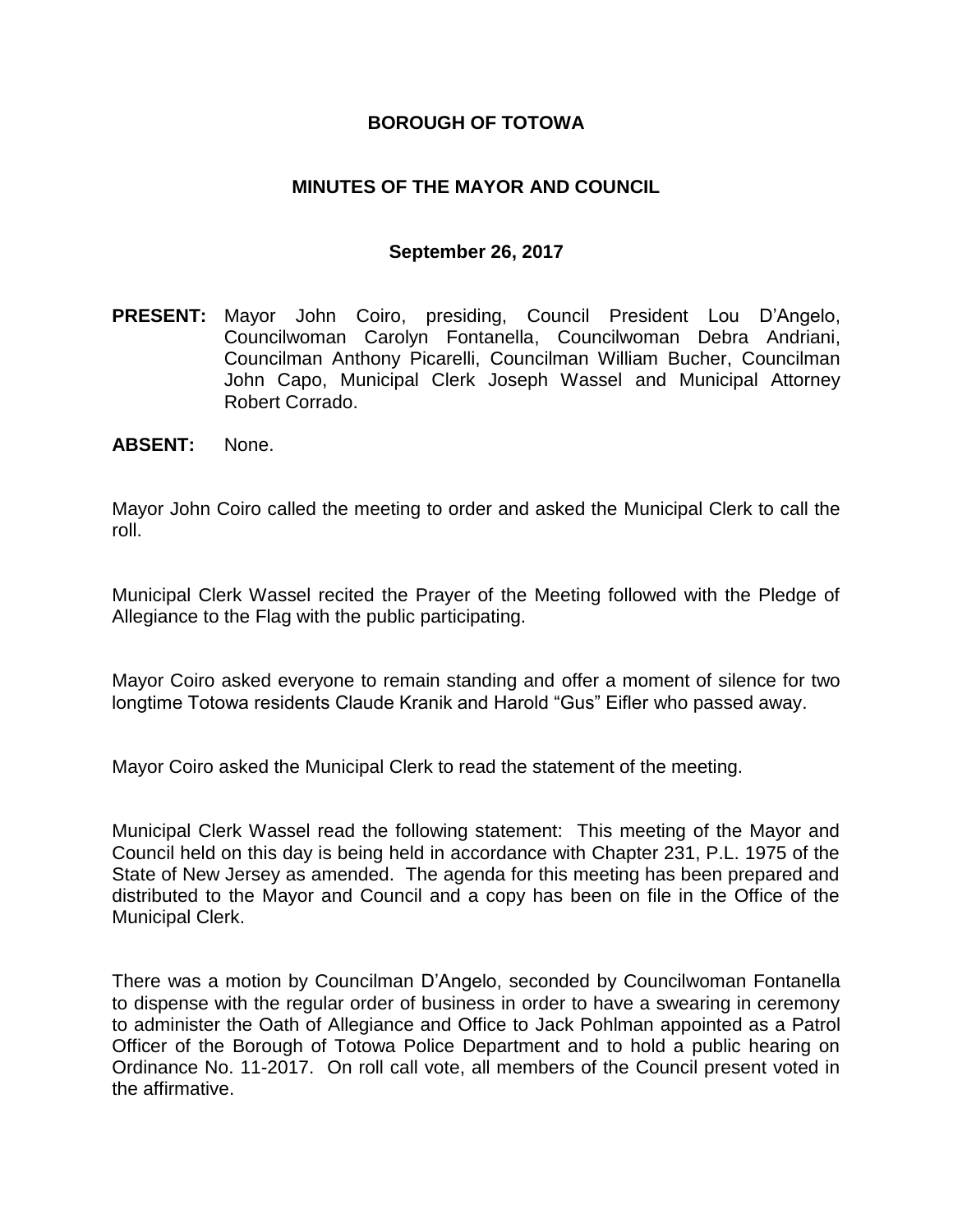# BOROUGH OF TOTOWA

## MINUTES OF THE MAYOR AND COUNCIL

### September 26, 2017

**PRESENT:** Mayor John Coiro, presiding, Council President Lou D'Angelo, Councilwoman Carolyn Fontanella, Councilwoman Debra Andriani, Councilman Anthony Picarelli, Councilman William Bucher, Councilman John Capo, Municipal Clerk Joseph Wassel and Municipal Attorney Robert Corrado.

**ABSENT:** None.

Mayor John Coiro called the meeting to order and asked the Municipal Clerk to call the roll.

Municipal Clerk Wassel recited the Prayer of the Meeting followed with the Pledge of Allegiance to the Flag with the public participating.

Mayor Coiro asked everyone to remain standing and offer a moment of silence for two longtime Totowa residents Claude Kranik and Harold "Gus" Eifler who passed away.

Mayor Coiro asked the Municipal Clerk to read the statement of the meeting.

Municipal Clerk Wassel read the following statement: This meeting of the Mayor and Council held on this day is being held in accordance with Chapter 231, P.L. 1975 of the State of New Jersey as amended. The agenda for this meeting has been prepared and distributed to the Mayor and Council and a copy has been on file in the Office of the Municipal Clerk.

There was a motion by Councilman D'Angelo, seconded by Councilwoman Fontanella to dispense with the regular order of business in order to have a swearing in ceremony to administer the Oath of Allegiance and Office to Jack Pohlman appointed as a Patrol Officer of the Borough of Totowa Police Department and to hold a public hearing on Ordinance No. 11-2017. On roll call vote, all members of the Council present voted in the affirmative.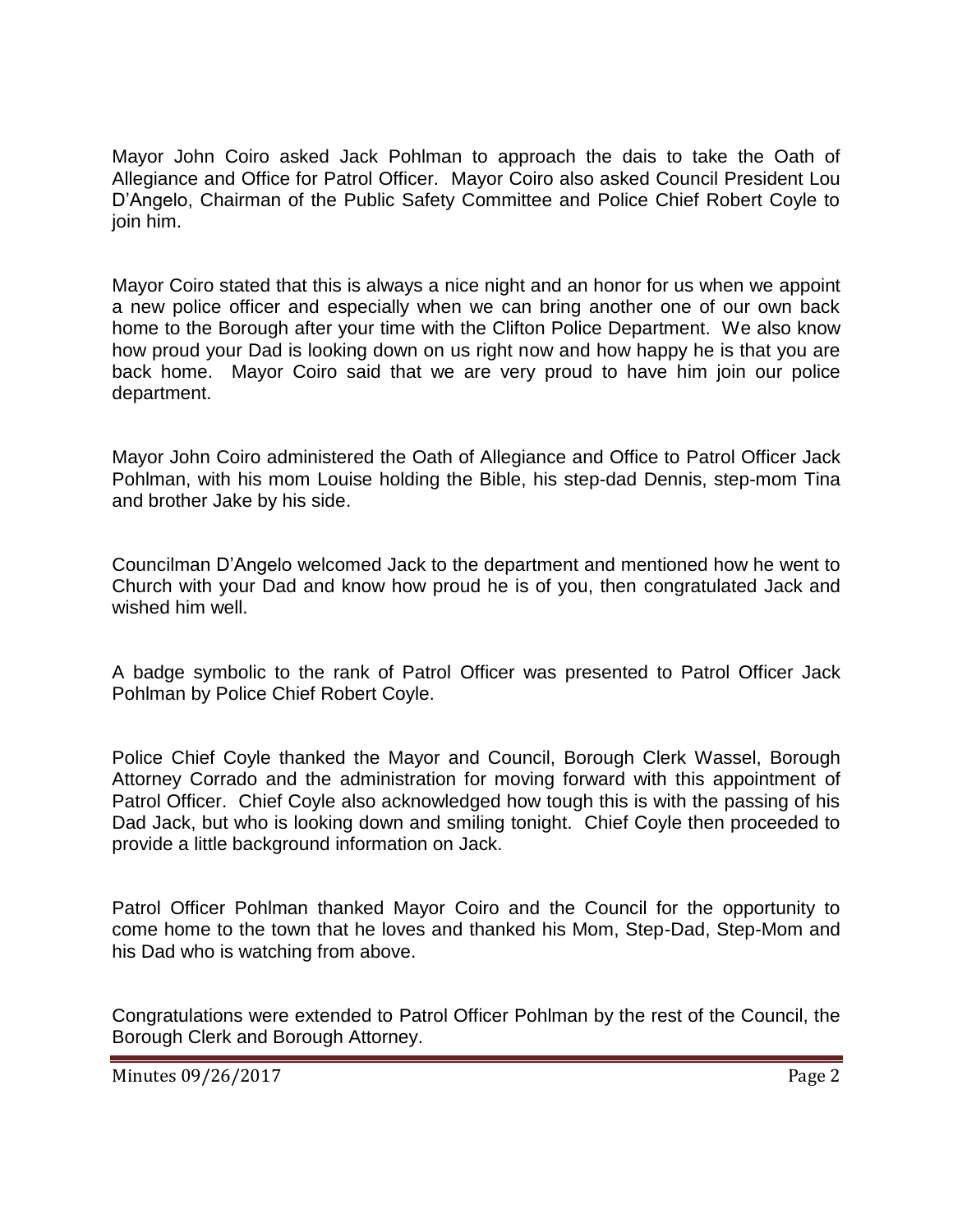Mayor John Coiro asked Jack Pohlman to approach the dais to take the Oath of Allegiance and Office for Patrol Officer. Mayor Coiro also asked Council President Lou D'Angelo, Chairman of the Public Safety Committee and Police Chief Robert Coyle to join him.

Mayor Coiro stated that this is always a nice night and an honor for us when we appoint a new police officer and especially when we can bring another one of our own back home to the Borough after your time with the Clifton Police Department. We also know how proud your Dad is looking down on us right now and how happy he is that you are back home. Mayor Coiro said that we are very proud to have him join our police department.

Mayor John Coiro administered the Oath of Allegiance and Office to Patrol Officer Jack Pohlman, with his mom Louise holding the Bible, his step-dad Dennis, step-mom Tina and brother Jake by his side.

Councilman D'Angelo welcomed Jack to the department and mentioned how he went to Church with your Dad and know how proud he is of you, then congratulated Jack and wished him well.

A badge symbolic to the rank of Patrol Officer was presented to Patrol Officer Jack Pohlman by Police Chief Robert Coyle.

Police Chief Coyle thanked the Mayor and Council, Borough Clerk Wassel, Borough Attorney Corrado and the administration for moving forward with this appointment of Patrol Officer. Chief Coyle also acknowledged how tough this is with the passing of his Dad Jack, but who is looking down and smiling tonight. Chief Coyle then proceeded to provide a little background information on Jack.

Patrol Officer Pohlman thanked Mayor Coiro and the Council for the opportunity to come home to the town that he loves and thanked his Mom, Step-Dad, Step-Mom and his Dad who is watching from above.

Congratulations were extended to Patrol Officer Pohlman by the rest of the Council, the Borough Clerk and Borough Attorney.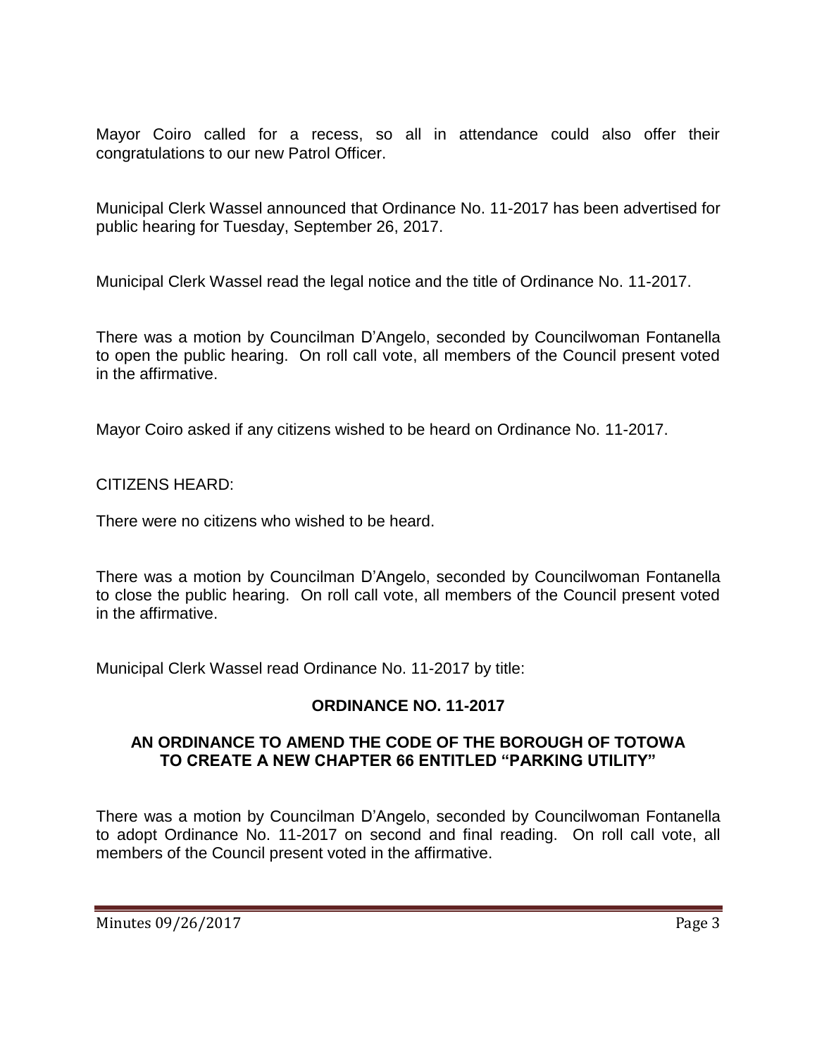Mayor Coiro called for a recess, so all in attendance could also offer their congratulations to our new Patrol Officer.

Municipal Clerk Wassel announced that Ordinance No. 11-2017 has been advertised for public hearing for Tuesday, September 26, 2017.

Municipal Clerk Wassel read the legal notice and the title of Ordinance No. 11-2017.

There was a motion by Councilman D'Angelo, seconded by Councilwoman Fontanella to open the public hearing. On roll call vote, all members of the Council present voted in the affirmative.

Mayor Coiro asked if any citizens wished to be heard on Ordinance No. 11-2017.

CITIZENS HEARD:

There were no citizens who wished to be heard.

There was a motion by Councilman D'Angelo, seconded by Councilwoman Fontanella to close the public hearing. On roll call vote, all members of the Council present voted in the affirmative.

Municipal Clerk Wassel read Ordinance No. 11-2017 by title:

**ORDINANCE NO. 11-2017**

**AN ORDINANCE TO AMEND THE CODE OF THE BOROUGH OF TOTOWA TO CREATE A NEW CHAPTER 66 ENTITLED "PARKING UTILITY"**

There was a motion by Councilman D'Angelo, seconded by Councilwoman Fontanella to adopt Ordinance No. 11-2017 on second and final reading. On roll call vote, all members of the Council present voted in the affirmative.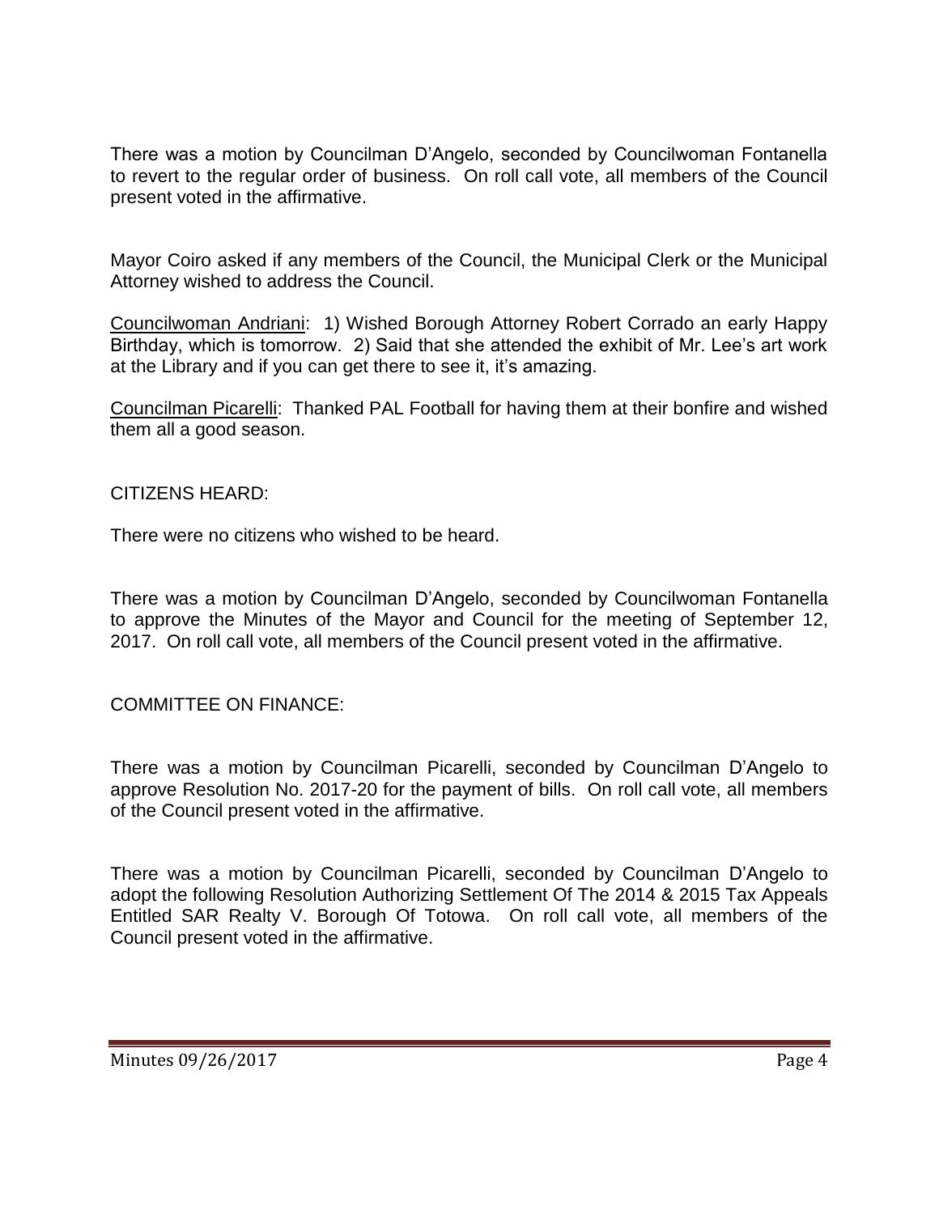There was a motion by Councilman D'Angelo, seconded by Councilwoman Fontanella to revert to the regular order of business. On roll call vote, all members of the Council present voted in the affirmative.

Mayor Coiro asked if any members of the Council, the Municipal Clerk or the Municipal Attorney wished to address the Council.

Councilwoman Andriani: 1) Wished Borough Attorney Robert Corrado an early Happy Birthday, which is tomorrow. 2) Said that she attended the exhibit of Mr. Lee's art work at the Library and if you can get there to see it, it's amazing.

Councilman Picarelli: Thanked PAL Football for having them at their bonfire and wished them all a good season.

CITIZENS HEARD:

There were no citizens who wished to be heard.

There was a motion by Councilman D'Angelo, seconded by Councilwoman Fontanella to approve the Minutes of the Mayor and Council for the meeting of September 12, 2017. On roll call vote, all members of the Council present voted in the affirmative.

COMMITTEE ON FINANCE:

There was a motion by Councilman Picarelli, seconded by Councilman D'Angelo to approve Resolution No. 2017-20 for the payment of bills. On roll call vote, all members of the Council present voted in the affirmative.

There was a motion by Councilman Picarelli, seconded by Councilman D'Angelo to adopt the following Resolution Authorizing Settlement Of The 2014 & 2015 Tax Appeals Entitled SAR Realty V. Borough Of Totowa. On roll call vote, all members of the Council present voted in the affirmative.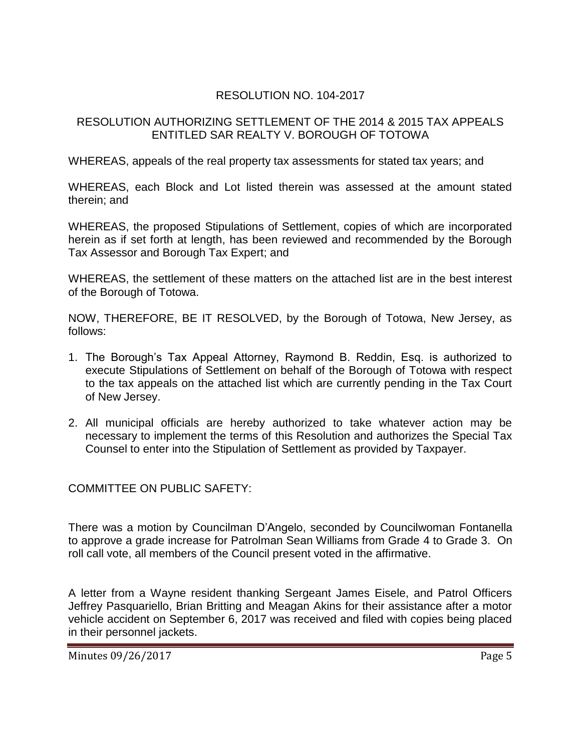RESOLUTION NO. 104-2017

RESOLUTION AUTHORIZING SETTLEMENT OF THE 2014 & 2015 TAX APPEALS ENTITLED SAR REALTY V. BOROUGH OF TOTOWA

WHEREAS, appeals of the real property tax assessments for stated tax years; and

WHEREAS, each Block and Lot listed therein was assessed at the amount stated therein; and

WHEREAS, the proposed Stipulations of Settlement, copies of which are incorporated herein as if set forth at length, has been reviewed and recommended by the Borough Tax Assessor and Borough Tax Expert; and

WHEREAS, the settlement of these matters on the attached list are in the best interest of the Borough of Totowa.

NOW, THEREFORE, BE IT RESOLVED, by the Borough of Totowa, New Jersey, as follows:

1. The Borough's Tax Appeal Attorney, Raymond B. Reddin, Esq. is authorized to execute Stipulations of Settlement on behalf of the Borough of Totowa with respect to the tax appeals on the attached list which are currently pending in the Tax Court of New Jersey.

2. All municipal officials are hereby authorized to take whatever action may be necessary to implement the terms of this Resolution and authorizes the Special Tax Counsel to enter into the Stipulation of Settlement as provided by Taxpayer.

COMMITTEE ON PUBLIC SAFETY:

There was a motion by Councilman D'Angelo, seconded by Councilwoman Fontanella to approve a grade increase for Patrolman Sean Williams from Grade 4 to Grade 3. On roll call vote, all members of the Council present voted in the affirmative.

A letter from a Wayne resident thanking Sergeant James Eisele, and Patrol Officers Jeffrey Pasquariello, Brian Britting and Meagan Akins for their assistance after a motor vehicle accident on September 6, 2017 was received and filed with copies being placed in their personnel jackets.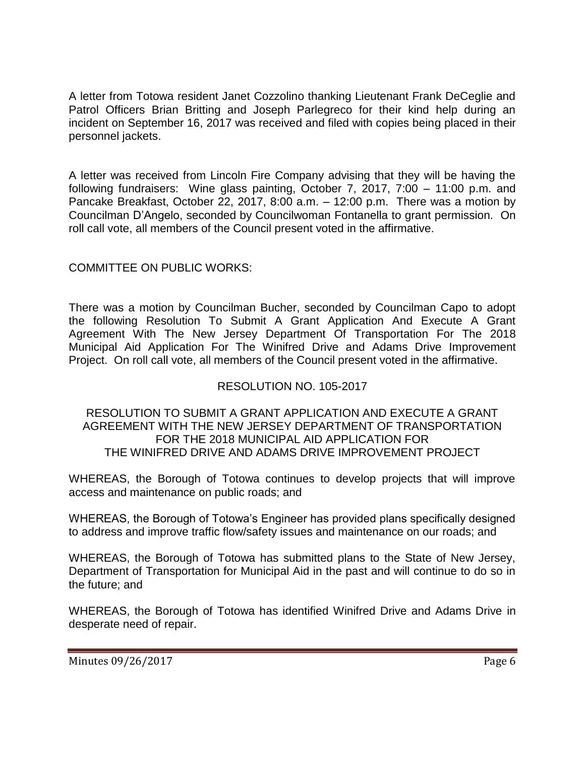A letter from Totowa resident Janet Cozzolino thanking Lieutenant Frank DeCeglie and Patrol Officers Brian Britting and Joseph Parlegreco for their kind help during an incident on September 16, 2017 was received and filed with copies being placed in their personnel jackets.

A letter was received from Lincoln Fire Company advising that they will be having the following fundraisers: Wine glass painting, October 7, 2017, 7:00 – 11:00 p.m. and Pancake Breakfast, October 22, 2017, 8:00 a.m. – 12:00 p.m. There was a motion by Councilman D'Angelo, seconded by Councilwoman Fontanella to grant permission. On roll call vote, all members of the Council present voted in the affirmative.

COMMITTEE ON PUBLIC WORKS:

There was a motion by Councilman Bucher, seconded by Councilman Capo to adopt the following Resolution To Submit A Grant Application And Execute A Grant Agreement With The New Jersey Department Of Transportation For The 2018 Municipal Aid Application For The Winifred Drive and Adams Drive Improvement Project. On roll call vote, all members of the Council present voted in the affirmative.

RESOLUTION NO. 105-2017

RESOLUTION TO SUBMIT A GRANT APPLICATION AND EXECUTE A GRANT AGREEMENT WITH THE NEW JERSEY DEPARTMENT OF TRANSPORTATION FOR THE 2018 MUNICIPAL AID APPLICATION FOR THE WINIFRED DRIVE AND ADAMS DRIVE IMPROVEMENT PROJECT

WHEREAS, the Borough of Totowa continues to develop projects that will improve access and maintenance on public roads; and

WHEREAS, the Borough of Totowa's Engineer has provided plans specifically designed to address and improve traffic flow/safety issues and maintenance on our roads; and

WHEREAS, the Borough of Totowa has submitted plans to the State of New Jersey, Department of Transportation for Municipal Aid in the past and will continue to do so in the future; and

WHEREAS, the Borough of Totowa has identified Winifred Drive and Adams Drive in desperate need of repair.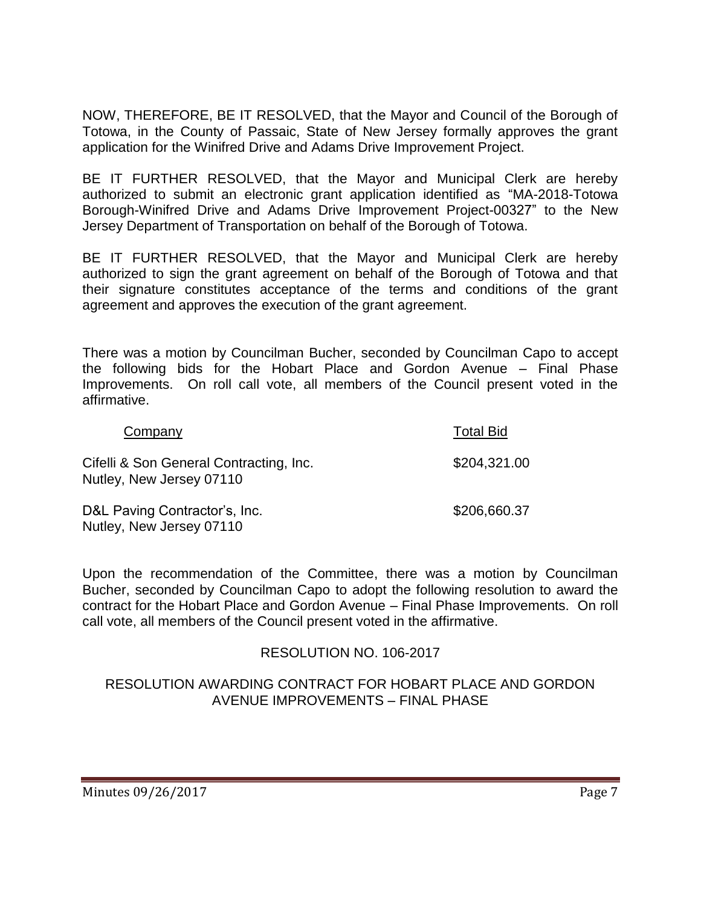NOW, THEREFORE, BE IT RESOLVED, that the Mayor and Council of the Borough of Totowa, in the County of Passaic, State of New Jersey formally approves the grant application for the Winifred Drive and Adams Drive Improvement Project.

BE IT FURTHER RESOLVED, that the Mayor and Municipal Clerk are hereby authorized to submit an electronic grant application identified as "MA-2018-Totowa Borough-Winifred Drive and Adams Drive Improvement Project-00327" to the New Jersey Department of Transportation on behalf of the Borough of Totowa.

BE IT FURTHER RESOLVED, that the Mayor and Municipal Clerk are hereby authorized to sign the grant agreement on behalf of the Borough of Totowa and that their signature constitutes acceptance of the terms and conditions of the grant agreement and approves the execution of the grant agreement.

There was a motion by Councilman Bucher, seconded by Councilman Capo to accept the following bids for the Hobart Place and Gordon Avenue – Final Phase Improvements. On roll call vote, all members of the Council present voted in the affirmative.

| Company | Total Bid |
|---|---|
| Cifelli & Son General Contracting, Inc.<br>Nutley, New Jersey 07110 | $204,321.00 |
| D&L Paving Contractor's, Inc.<br>Nutley, New Jersey 07110 | $206,660.37 |

Upon the recommendation of the Committee, there was a motion by Councilman Bucher, seconded by Councilman Capo to adopt the following resolution to award the contract for the Hobart Place and Gordon Avenue – Final Phase Improvements. On roll call vote, all members of the Council present voted in the affirmative.

RESOLUTION NO. 106-2017

RESOLUTION AWARDING CONTRACT FOR HOBART PLACE AND GORDON AVENUE IMPROVEMENTS – FINAL PHASE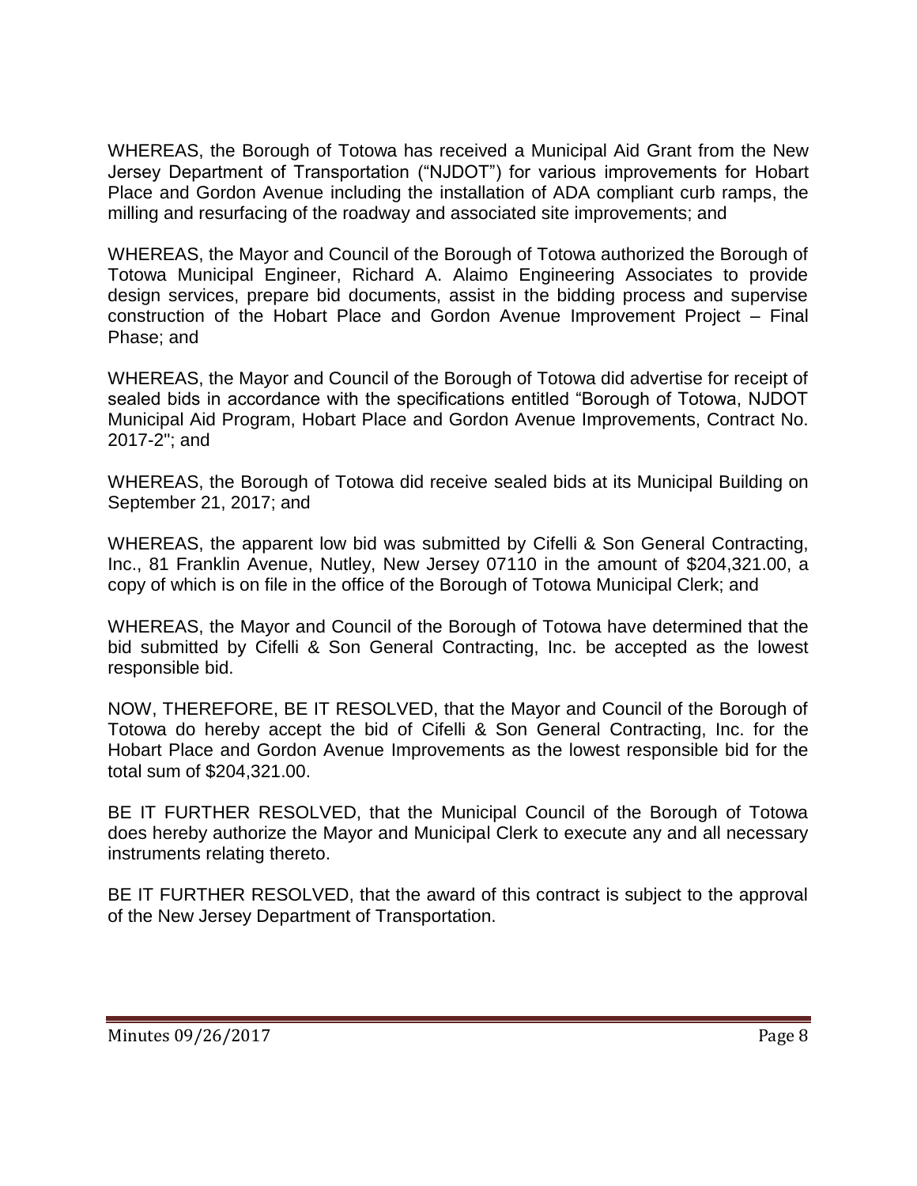WHEREAS, the Borough of Totowa has received a Municipal Aid Grant from the New Jersey Department of Transportation ("NJDOT") for various improvements for Hobart Place and Gordon Avenue including the installation of ADA compliant curb ramps, the milling and resurfacing of the roadway and associated site improvements; and

WHEREAS, the Mayor and Council of the Borough of Totowa authorized the Borough of Totowa Municipal Engineer, Richard A. Alaimo Engineering Associates to provide design services, prepare bid documents, assist in the bidding process and supervise construction of the Hobart Place and Gordon Avenue Improvement Project – Final Phase; and

WHEREAS, the Mayor and Council of the Borough of Totowa did advertise for receipt of sealed bids in accordance with the specifications entitled "Borough of Totowa, NJDOT Municipal Aid Program, Hobart Place and Gordon Avenue Improvements, Contract No. 2017-2"; and

WHEREAS, the Borough of Totowa did receive sealed bids at its Municipal Building on September 21, 2017; and

WHEREAS, the apparent low bid was submitted by Cifelli & Son General Contracting, Inc., 81 Franklin Avenue, Nutley, New Jersey 07110 in the amount of $204,321.00, a copy of which is on file in the office of the Borough of Totowa Municipal Clerk; and

WHEREAS, the Mayor and Council of the Borough of Totowa have determined that the bid submitted by Cifelli & Son General Contracting, Inc. be accepted as the lowest responsible bid.

NOW, THEREFORE, BE IT RESOLVED, that the Mayor and Council of the Borough of Totowa do hereby accept the bid of Cifelli & Son General Contracting, Inc. for the Hobart Place and Gordon Avenue Improvements as the lowest responsible bid for the total sum of $204,321.00.

BE IT FURTHER RESOLVED, that the Municipal Council of the Borough of Totowa does hereby authorize the Mayor and Municipal Clerk to execute any and all necessary instruments relating thereto.

BE IT FURTHER RESOLVED, that the award of this contract is subject to the approval of the New Jersey Department of Transportation.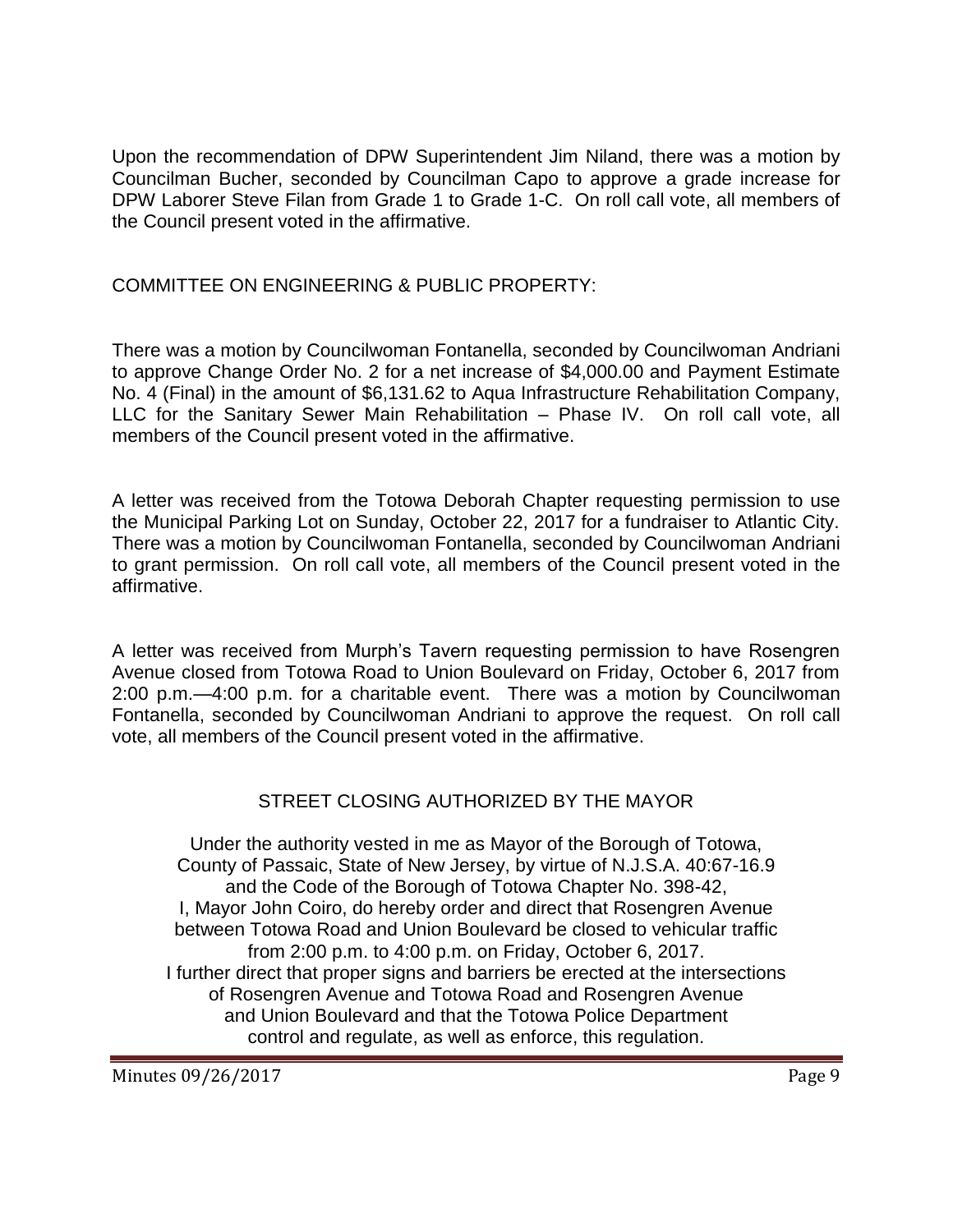Upon the recommendation of DPW Superintendent Jim Niland, there was a motion by Councilman Bucher, seconded by Councilman Capo to approve a grade increase for DPW Laborer Steve Filan from Grade 1 to Grade 1-C. On roll call vote, all members of the Council present voted in the affirmative.

COMMITTEE ON ENGINEERING & PUBLIC PROPERTY:

There was a motion by Councilwoman Fontanella, seconded by Councilwoman Andriani to approve Change Order No. 2 for a net increase of $4,000.00 and Payment Estimate No. 4 (Final) in the amount of $6,131.62 to Aqua Infrastructure Rehabilitation Company, LLC for the Sanitary Sewer Main Rehabilitation – Phase IV. On roll call vote, all members of the Council present voted in the affirmative.

A letter was received from the Totowa Deborah Chapter requesting permission to use the Municipal Parking Lot on Sunday, October 22, 2017 for a fundraiser to Atlantic City. There was a motion by Councilwoman Fontanella, seconded by Councilwoman Andriani to grant permission. On roll call vote, all members of the Council present voted in the affirmative.

A letter was received from Murph's Tavern requesting permission to have Rosengren Avenue closed from Totowa Road to Union Boulevard on Friday, October 6, 2017 from 2:00 p.m.—4:00 p.m. for a charitable event. There was a motion by Councilwoman Fontanella, seconded by Councilwoman Andriani to approve the request. On roll call vote, all members of the Council present voted in the affirmative.

STREET CLOSING AUTHORIZED BY THE MAYOR

Under the authority vested in me as Mayor of the Borough of Totowa, County of Passaic, State of New Jersey, by virtue of N.J.S.A. 40:67-16.9 and the Code of the Borough of Totowa Chapter No. 398-42, I, Mayor John Coiro, do hereby order and direct that Rosengren Avenue between Totowa Road and Union Boulevard be closed to vehicular traffic from 2:00 p.m. to 4:00 p.m. on Friday, October 6, 2017. I further direct that proper signs and barriers be erected at the intersections of Rosengren Avenue and Totowa Road and Rosengren Avenue and Union Boulevard and that the Totowa Police Department control and regulate, as well as enforce, this regulation.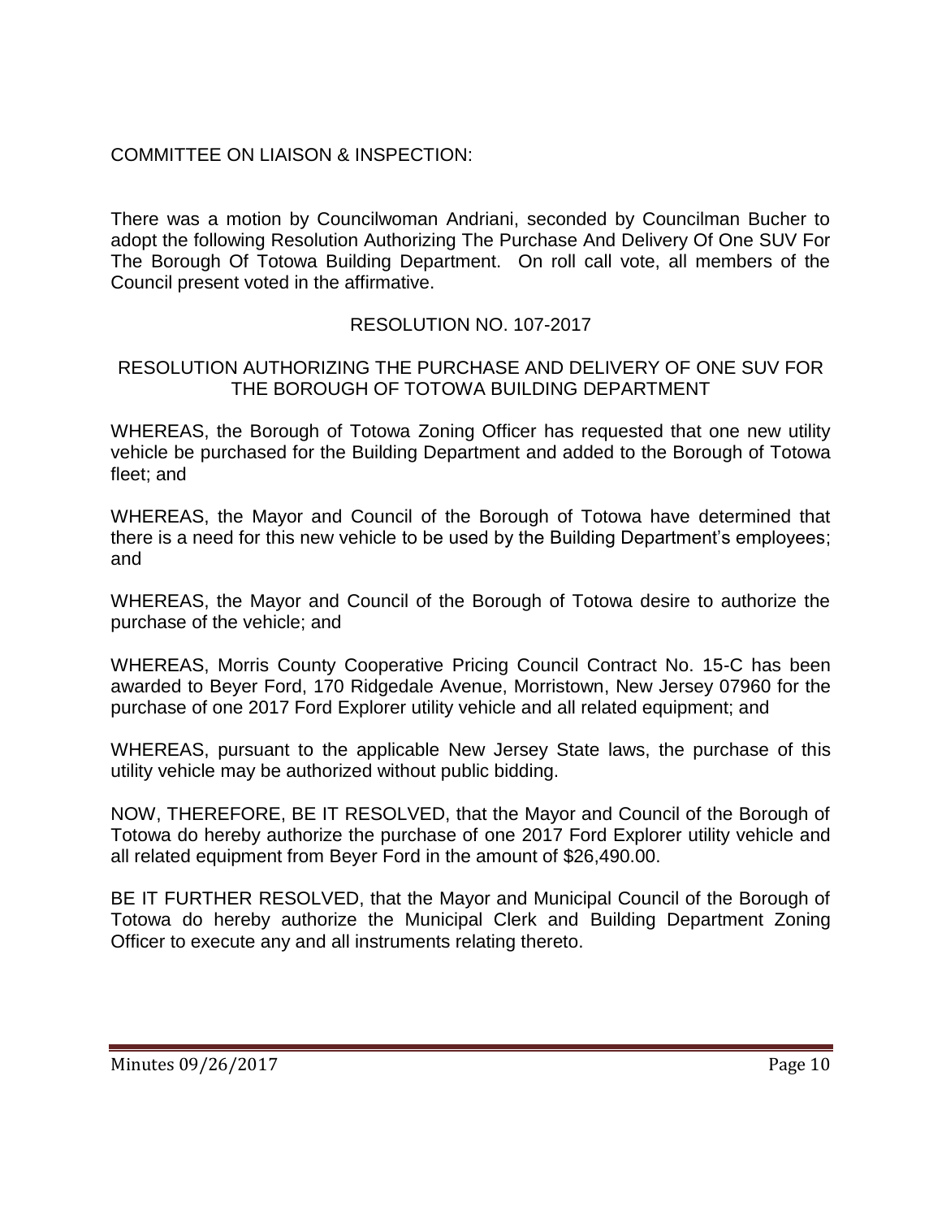COMMITTEE ON LIAISON & INSPECTION:

There was a motion by Councilwoman Andriani, seconded by Councilman Bucher to adopt the following Resolution Authorizing The Purchase And Delivery Of One SUV For The Borough Of Totowa Building Department. On roll call vote, all members of the Council present voted in the affirmative.

RESOLUTION NO. 107-2017

RESOLUTION AUTHORIZING THE PURCHASE AND DELIVERY OF ONE SUV FOR THE BOROUGH OF TOTOWA BUILDING DEPARTMENT

WHEREAS, the Borough of Totowa Zoning Officer has requested that one new utility vehicle be purchased for the Building Department and added to the Borough of Totowa fleet; and

WHEREAS, the Mayor and Council of the Borough of Totowa have determined that there is a need for this new vehicle to be used by the Building Department's employees; and

WHEREAS, the Mayor and Council of the Borough of Totowa desire to authorize the purchase of the vehicle; and

WHEREAS, Morris County Cooperative Pricing Council Contract No. 15-C has been awarded to Beyer Ford, 170 Ridgedale Avenue, Morristown, New Jersey 07960 for the purchase of one 2017 Ford Explorer utility vehicle and all related equipment; and

WHEREAS, pursuant to the applicable New Jersey State laws, the purchase of this utility vehicle may be authorized without public bidding.

NOW, THEREFORE, BE IT RESOLVED, that the Mayor and Council of the Borough of Totowa do hereby authorize the purchase of one 2017 Ford Explorer utility vehicle and all related equipment from Beyer Ford in the amount of $26,490.00.

BE IT FURTHER RESOLVED, that the Mayor and Municipal Council of the Borough of Totowa do hereby authorize the Municipal Clerk and Building Department Zoning Officer to execute any and all instruments relating thereto.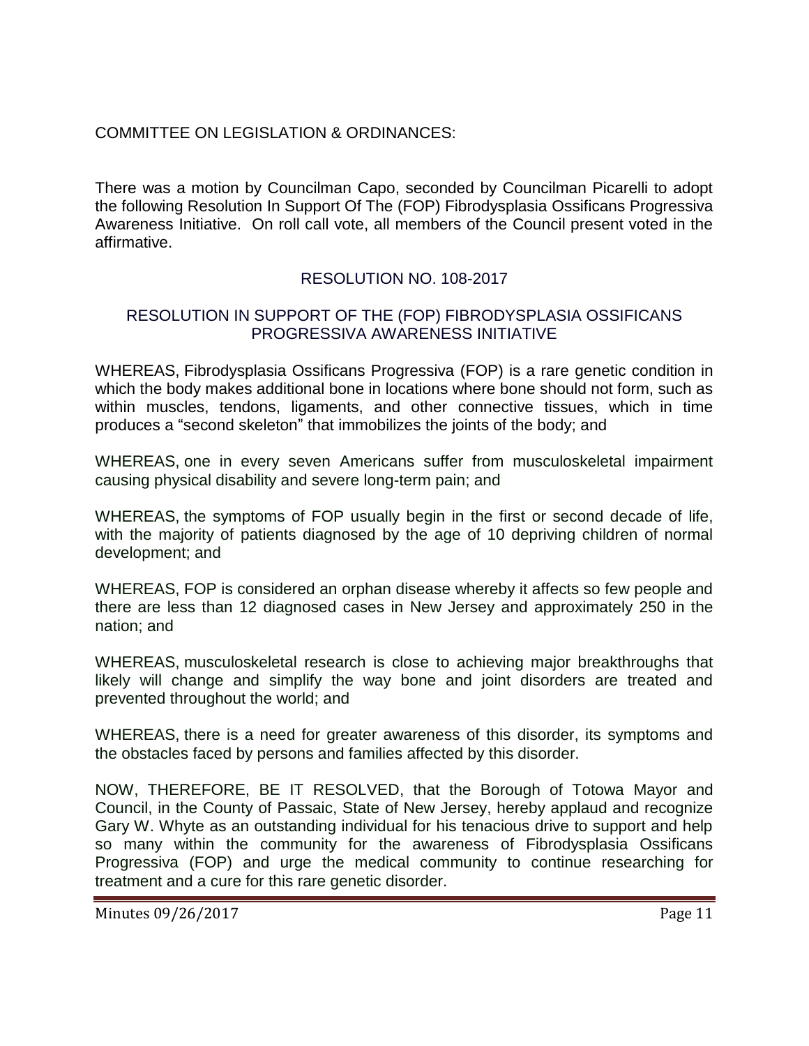COMMITTEE ON LEGISLATION & ORDINANCES:

There was a motion by Councilman Capo, seconded by Councilman Picarelli to adopt the following Resolution In Support Of The (FOP) Fibrodysplasia Ossificans Progressiva Awareness Initiative. On roll call vote, all members of the Council present voted in the affirmative.

## RESOLUTION NO. 108-2017

## RESOLUTION IN SUPPORT OF THE (FOP) FIBRODYSPLASIA OSSIFICANS PROGRESSIVA AWARENESS INITIATIVE

WHEREAS, Fibrodysplasia Ossificans Progressiva (FOP) is a rare genetic condition in which the body makes additional bone in locations where bone should not form, such as within muscles, tendons, ligaments, and other connective tissues, which in time produces a "second skeleton" that immobilizes the joints of the body; and

WHEREAS, one in every seven Americans suffer from musculoskeletal impairment causing physical disability and severe long-term pain; and

WHEREAS, the symptoms of FOP usually begin in the first or second decade of life, with the majority of patients diagnosed by the age of 10 depriving children of normal development; and

WHEREAS, FOP is considered an orphan disease whereby it affects so few people and there are less than 12 diagnosed cases in New Jersey and approximately 250 in the nation; and

WHEREAS, musculoskeletal research is close to achieving major breakthroughs that likely will change and simplify the way bone and joint disorders are treated and prevented throughout the world; and

WHEREAS, there is a need for greater awareness of this disorder, its symptoms and the obstacles faced by persons and families affected by this disorder.

NOW, THEREFORE, BE IT RESOLVED, that the Borough of Totowa Mayor and Council, in the County of Passaic, State of New Jersey, hereby applaud and recognize Gary W. Whyte as an outstanding individual for his tenacious drive to support and help so many within the community for the awareness of Fibrodysplasia Ossificans Progressiva (FOP) and urge the medical community to continue researching for treatment and a cure for this rare genetic disorder.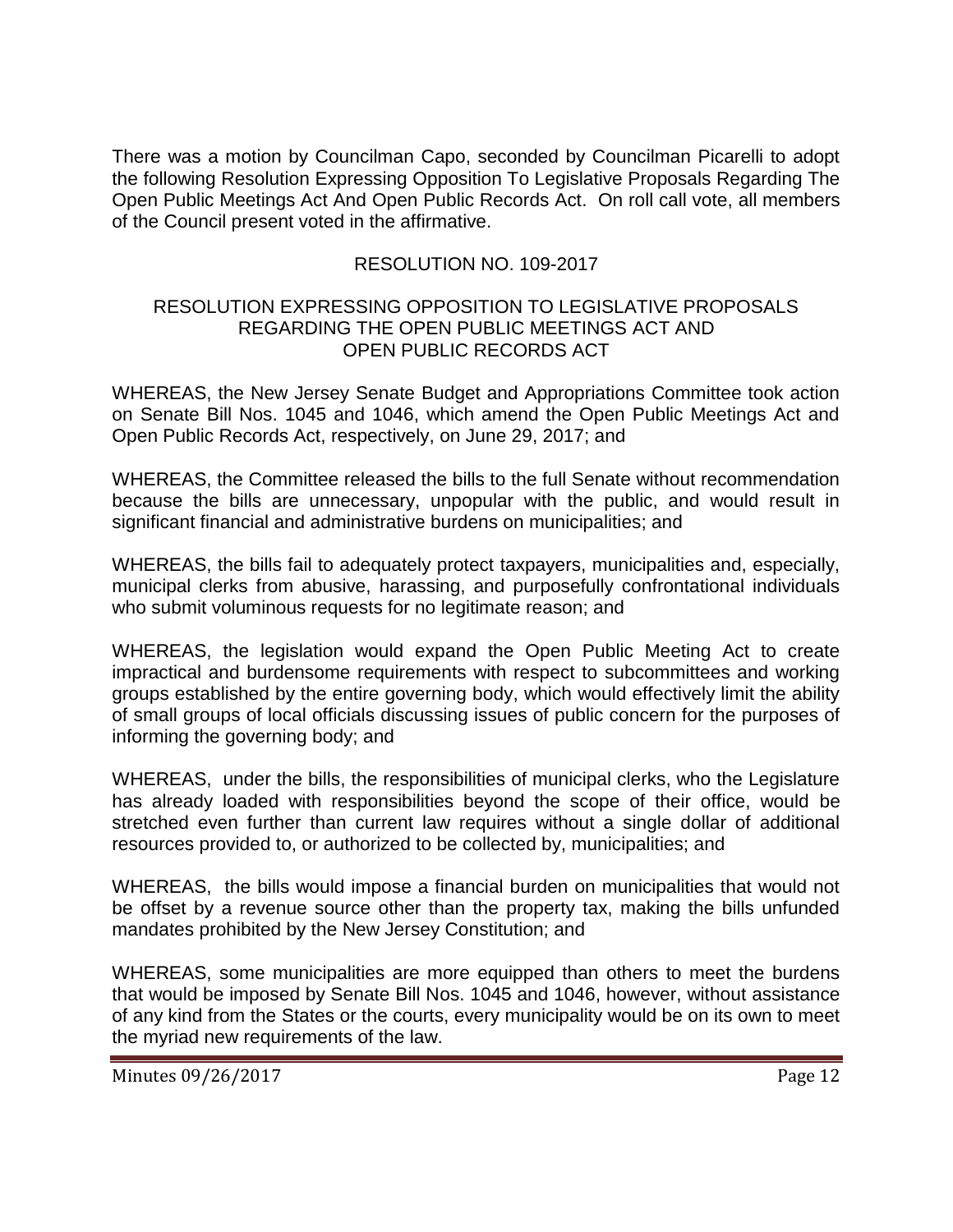There was a motion by Councilman Capo, seconded by Councilman Picarelli to adopt the following Resolution Expressing Opposition To Legislative Proposals Regarding The Open Public Meetings Act And Open Public Records Act. On roll call vote, all members of the Council present voted in the affirmative.

## RESOLUTION NO. 109-2017

## RESOLUTION EXPRESSING OPPOSITION TO LEGISLATIVE PROPOSALS REGARDING THE OPEN PUBLIC MEETINGS ACT AND OPEN PUBLIC RECORDS ACT

WHEREAS, the New Jersey Senate Budget and Appropriations Committee took action on Senate Bill Nos. 1045 and 1046, which amend the Open Public Meetings Act and Open Public Records Act, respectively, on June 29, 2017; and

WHEREAS, the Committee released the bills to the full Senate without recommendation because the bills are unnecessary, unpopular with the public, and would result in significant financial and administrative burdens on municipalities; and

WHEREAS, the bills fail to adequately protect taxpayers, municipalities and, especially, municipal clerks from abusive, harassing, and purposefully confrontational individuals who submit voluminous requests for no legitimate reason; and

WHEREAS, the legislation would expand the Open Public Meeting Act to create impractical and burdensome requirements with respect to subcommittees and working groups established by the entire governing body, which would effectively limit the ability of small groups of local officials discussing issues of public concern for the purposes of informing the governing body; and

WHEREAS, under the bills, the responsibilities of municipal clerks, who the Legislature has already loaded with responsibilities beyond the scope of their office, would be stretched even further than current law requires without a single dollar of additional resources provided to, or authorized to be collected by, municipalities; and

WHEREAS, the bills would impose a financial burden on municipalities that would not be offset by a revenue source other than the property tax, making the bills unfunded mandates prohibited by the New Jersey Constitution; and

WHEREAS, some municipalities are more equipped than others to meet the burdens that would be imposed by Senate Bill Nos. 1045 and 1046, however, without assistance of any kind from the States or the courts, every municipality would be on its own to meet the myriad new requirements of the law.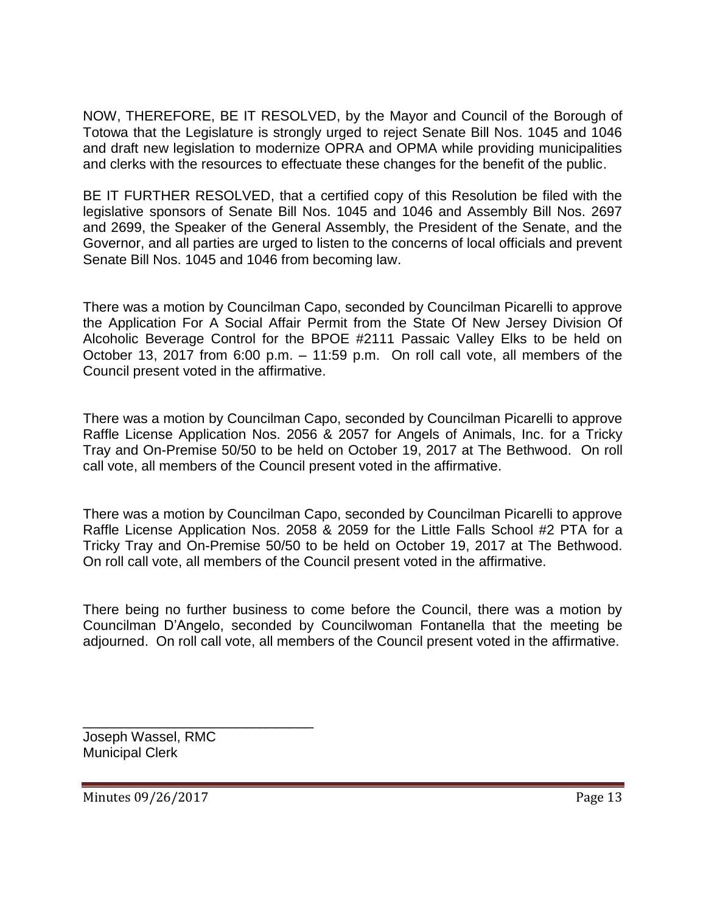NOW, THEREFORE, BE IT RESOLVED, by the Mayor and Council of the Borough of Totowa that the Legislature is strongly urged to reject Senate Bill Nos. 1045 and 1046 and draft new legislation to modernize OPRA and OPMA while providing municipalities and clerks with the resources to effectuate these changes for the benefit of the public.

BE IT FURTHER RESOLVED, that a certified copy of this Resolution be filed with the legislative sponsors of Senate Bill Nos. 1045 and 1046 and Assembly Bill Nos. 2697 and 2699, the Speaker of the General Assembly, the President of the Senate, and the Governor, and all parties are urged to listen to the concerns of local officials and prevent Senate Bill Nos. 1045 and 1046 from becoming law.

There was a motion by Councilman Capo, seconded by Councilman Picarelli to approve the Application For A Social Affair Permit from the State Of New Jersey Division Of Alcoholic Beverage Control for the BPOE #2111 Passaic Valley Elks to be held on October 13, 2017 from 6:00 p.m. – 11:59 p.m. On roll call vote, all members of the Council present voted in the affirmative.

There was a motion by Councilman Capo, seconded by Councilman Picarelli to approve Raffle License Application Nos. 2056 & 2057 for Angels of Animals, Inc. for a Tricky Tray and On-Premise 50/50 to be held on October 19, 2017 at The Bethwood. On roll call vote, all members of the Council present voted in the affirmative.

There was a motion by Councilman Capo, seconded by Councilman Picarelli to approve Raffle License Application Nos. 2058 & 2059 for the Little Falls School #2 PTA for a Tricky Tray and On-Premise 50/50 to be held on October 19, 2017 at The Bethwood. On roll call vote, all members of the Council present voted in the affirmative.

There being no further business to come before the Council, there was a motion by Councilman D'Angelo, seconded by Councilwoman Fontanella that the meeting be adjourned. On roll call vote, all members of the Council present voted in the affirmative.

\_\_\_\_\_\_\_\_\_\_\_\_\_\_\_\_\_\_\_\_\_\_\_\_\_\_\_\_\_\_\_
Joseph Wassel, RMC
Municipal Clerk